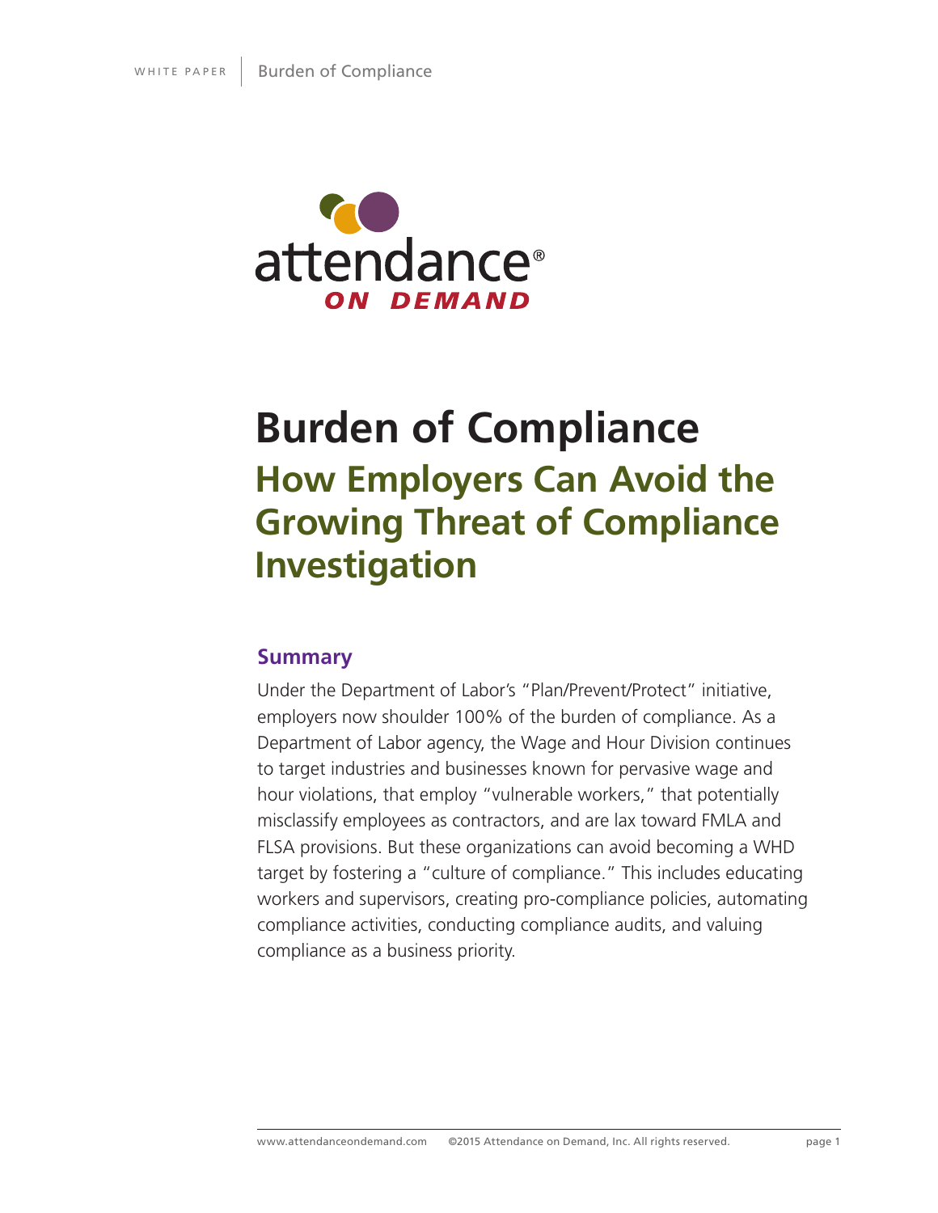attendance® ON DEMAND

# Burden of Compliance

## How Employers Can Avoid the Growing Threat of Compliance Investigation

### Summary

Under the Department of Labor's "Plan/Prevent/Protect" initiative, employers now shoulder 100% of the burden of compliance. As a Department of Labor agency, the Wage and Hour Division continues to target industries and businesses known for pervasive wage and hour violations, that employ "vulnerable workers," that potentially misclassify employees as contractors, and are lax toward FMLA and FLSA provisions. But these organizations can avoid becoming a WHD target by fostering a "culture of compliance." This includes educating workers and supervisors, creating pro-compliance policies, automating compliance activities, conducting compliance audits, and valuing compliance as a business priority.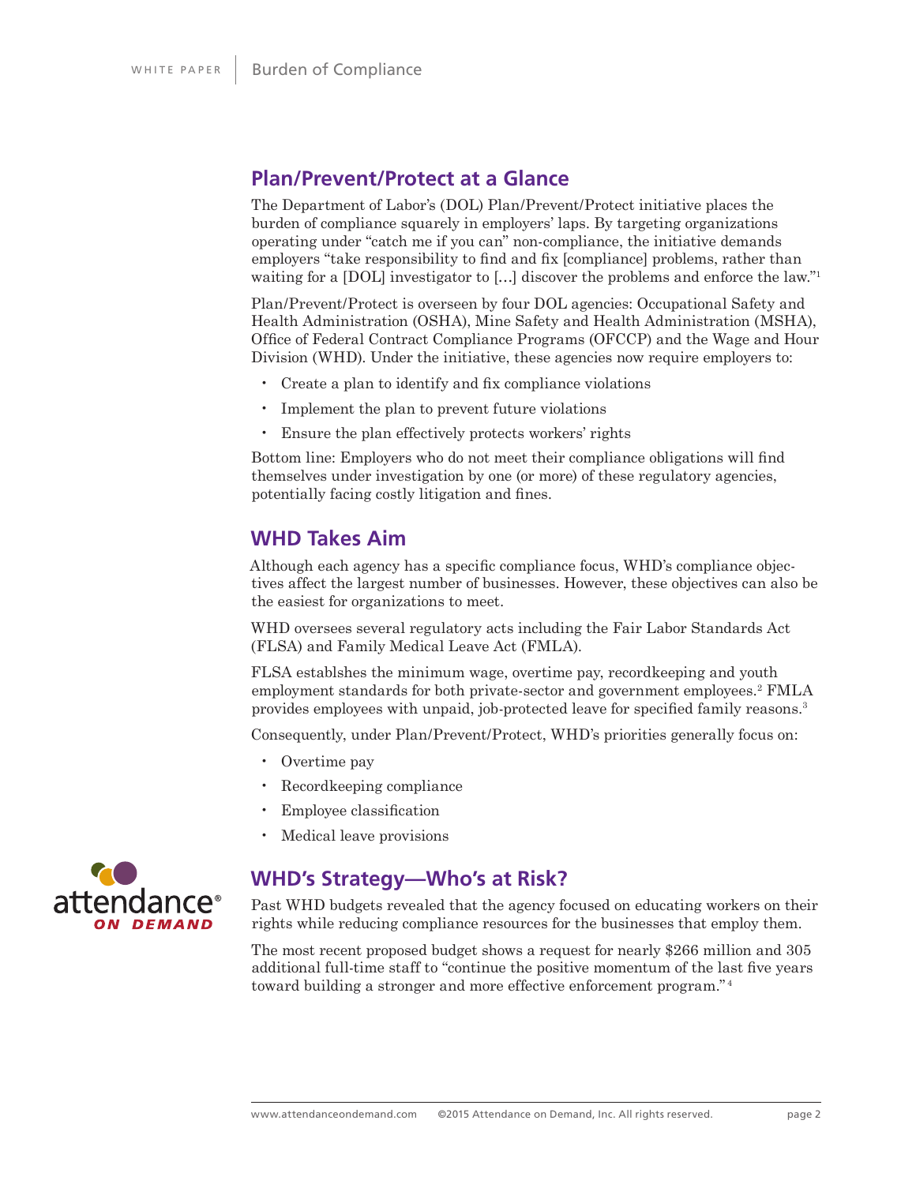## Plan/Prevent/Protect at a Glance

The Department of Labor's (DOL) Plan/Prevent/Protect initiative places the burden of compliance squarely in employers' laps. By targeting organizations operating under "catch me if you can" non-compliance, the initiative demands employers "take responsibility to find and fix [compliance] problems, rather than waiting for a [DOL] investigator to [...] discover the problems and enforce the law."[1]

Plan/Prevent/Protect is overseen by four DOL agencies: Occupational Safety and Health Administration (OSHA), Mine Safety and Health Administration (MSHA), Office of Federal Contract Compliance Programs (OFCCP) and the Wage and Hour Division (WHD). Under the initiative, these agencies now require employers to:

- Create a plan to identify and fix compliance violations
- Implement the plan to prevent future violations
- Ensure the plan effectively protects workers' rights

Bottom line: Employers who do not meet their compliance obligations will find themselves under investigation by one (or more) of these regulatory agencies, potentially facing costly litigation and fines.

## WHD Takes Aim

Although each agency has a specific compliance focus, WHD's compliance objectives affect the largest number of businesses. However, these objectives can also be the easiest for organizations to meet.

WHD oversees several regulatory acts including the Fair Labor Standards Act (FLSA) and Family Medical Leave Act (FMLA).

FLSA establshes the minimum wage, overtime pay, recordkeeping and youth employment standards for both private-sector and government employees.[2] FMLA provides employees with unpaid, job-protected leave for specified family reasons.[3]

Consequently, under Plan/Prevent/Protect, WHD's priorities generally focus on:

- Overtime pay
- Recordkeeping compliance
- Employee classification
- Medical leave provisions

## WHD's Strategy—Who's at Risk?

Past WHD budgets revealed that the agency focused on educating workers on their rights while reducing compliance resources for the businesses that employ them.

The most recent proposed budget shows a request for nearly $266 million and 305 additional full-time staff to "continue the positive momentum of the last five years toward building a stronger and more effective enforcement program."[4]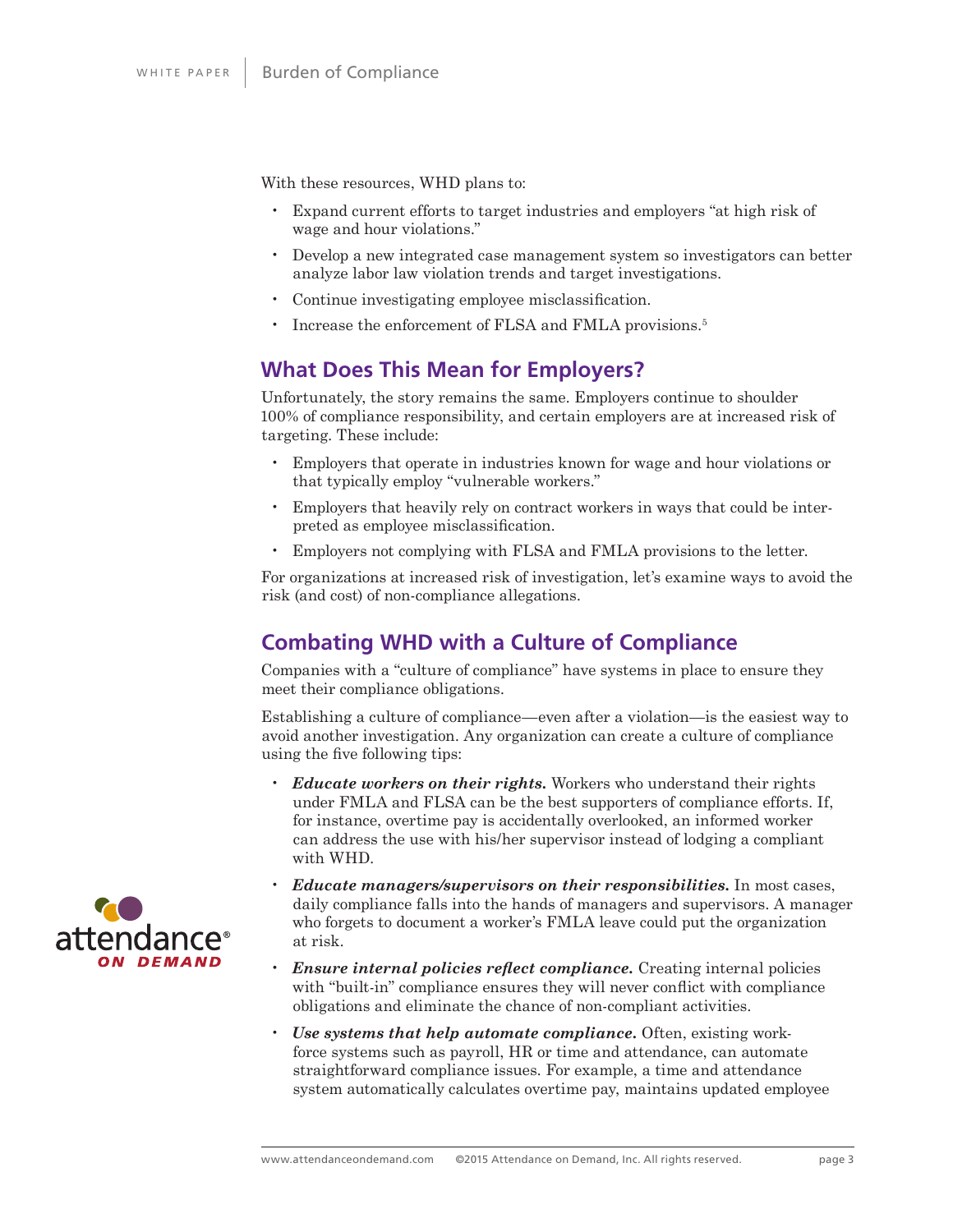With these resources, WHD plans to:

- Expand current efforts to target industries and employers "at high risk of wage and hour violations."
- Develop a new integrated case management system so investigators can better analyze labor law violation trends and target investigations.
- Continue investigating employee misclassification.
- Increase the enforcement of FLSA and FMLA provisions.[5]

## What Does This Mean for Employers?

Unfortunately, the story remains the same. Employers continue to shoulder 100% of compliance responsibility, and certain employers are at increased risk of targeting. These include:

- Employers that operate in industries known for wage and hour violations or that typically employ "vulnerable workers."
- Employers that heavily rely on contract workers in ways that could be interpreted as employee misclassification.
- Employers not complying with FLSA and FMLA provisions to the letter.

For organizations at increased risk of investigation, let's examine ways to avoid the risk (and cost) of non-compliance allegations.

## Combating WHD with a Culture of Compliance

Companies with a "culture of compliance" have systems in place to ensure they meet their compliance obligations.

Establishing a culture of compliance—even after a violation—is the easiest way to avoid another investigation. Any organization can create a culture of compliance using the five following tips:

- ***Educate workers on their rights.*** Workers who understand their rights under FMLA and FLSA can be the best supporters of compliance efforts. If, for instance, overtime pay is accidentally overlooked, an informed worker can address the use with his/her supervisor instead of lodging a compliant with WHD.
- ***Educate managers/supervisors on their responsibilities.*** In most cases, daily compliance falls into the hands of managers and supervisors. A manager who forgets to document a worker's FMLA leave could put the organization at risk.
- ***Ensure internal policies reflect compliance.*** Creating internal policies with "built-in" compliance ensures they will never conflict with compliance obligations and eliminate the chance of non-compliant activities.
- ***Use systems that help automate compliance.*** Often, existing workforce systems such as payroll, HR or time and attendance, can automate straightforward compliance issues. For example, a time and attendance system automatically calculates overtime pay, maintains updated employee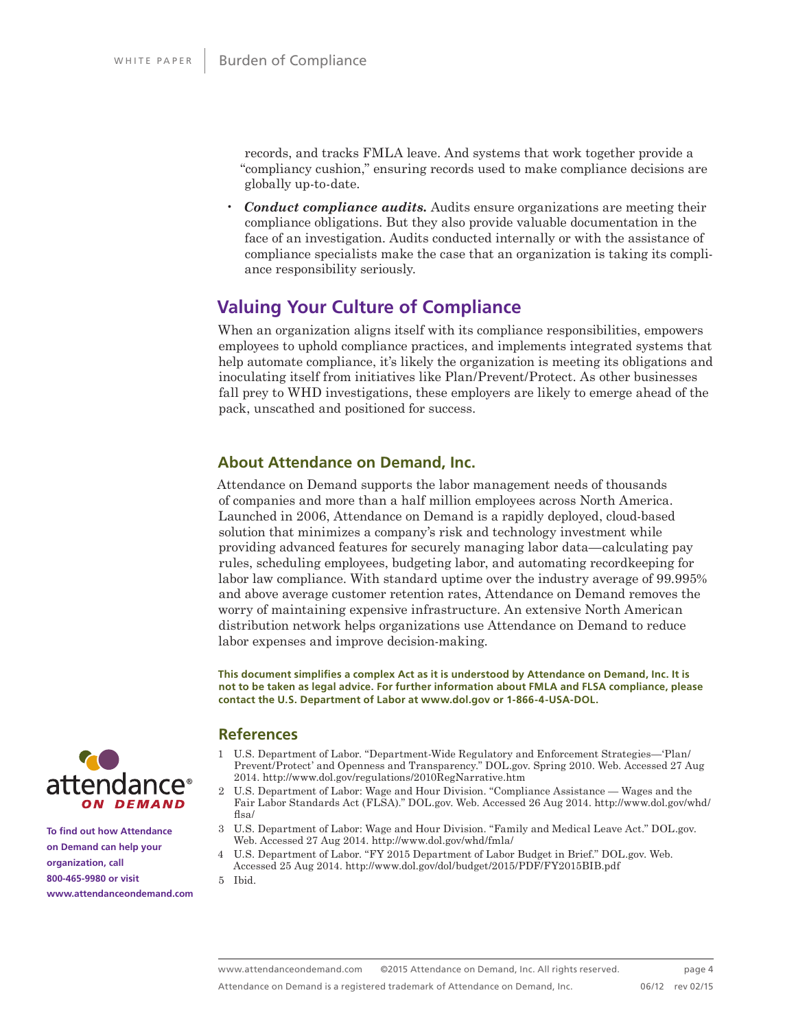records, and tracks FMLA leave. And systems that work together provide a "compliancy cushion," ensuring records used to make compliance decisions are globally up-to-date.

- ***Conduct compliance audits.*** Audits ensure organizations are meeting their compliance obligations. But they also provide valuable documentation in the face of an investigation. Audits conducted internally or with the assistance of compliance specialists make the case that an organization is taking its compliance responsibility seriously.

## Valuing Your Culture of Compliance

When an organization aligns itself with its compliance responsibilities, empowers employees to uphold compliance practices, and implements integrated systems that help automate compliance, it's likely the organization is meeting its obligations and inoculating itself from initiatives like Plan/Prevent/Protect. As other businesses fall prey to WHD investigations, these employers are likely to emerge ahead of the pack, unscathed and positioned for success.

### About Attendance on Demand, Inc.

Attendance on Demand supports the labor management needs of thousands of companies and more than a half million employees across North America. Launched in 2006, Attendance on Demand is a rapidly deployed, cloud-based solution that minimizes a company's risk and technology investment while providing advanced features for securely managing labor data—calculating pay rules, scheduling employees, budgeting labor, and automating recordkeeping for labor law compliance. With standard uptime over the industry average of 99.995% and above average customer retention rates, Attendance on Demand removes the worry of maintaining expensive infrastructure. An extensive North American distribution network helps organizations use Attendance on Demand to reduce labor expenses and improve decision-making.

**This document simplifies a complex Act as it is understood by Attendance on Demand, Inc. It is not to be taken as legal advice. For further information about FMLA and FLSA compliance, please contact the U.S. Department of Labor at www.dol.gov or 1-866-4-USA-DOL.**

### References

1. U.S. Department of Labor. "Department-Wide Regulatory and Enforcement Strategies—'Plan/Prevent/Protect' and Openness and Transparency." DOL.gov. Spring 2010. Web. Accessed 27 Aug 2014. http://www.dol.gov/regulations/2010RegNarrative.htm
2. U.S. Department of Labor: Wage and Hour Division. "Compliance Assistance — Wages and the Fair Labor Standards Act (FLSA)." DOL.gov. Web. Accessed 26 Aug 2014. http://www.dol.gov/whd/flsa/
3. U.S. Department of Labor: Wage and Hour Division. "Family and Medical Leave Act." DOL.gov. Web. Accessed 27 Aug 2014. http://www.dol.gov/whd/fmla/
4. U.S. Department of Labor. "FY 2015 Department of Labor Budget in Brief." DOL.gov. Web. Accessed 25 Aug 2014. http://www.dol.gov/dol/budget/2015/PDF/FY2015BIB.pdf
5. Ibid.

attendance® ON DEMAND

**To find out how Attendance on Demand can help your organization, call 800-465-9980 or visit www.attendanceondemand.com**

www.attendanceondemand.com ©2015 Attendance on Demand, Inc. All rights reserved.

Attendance on Demand is a registered trademark of Attendance on Demand, Inc. 06/12 rev 02/15